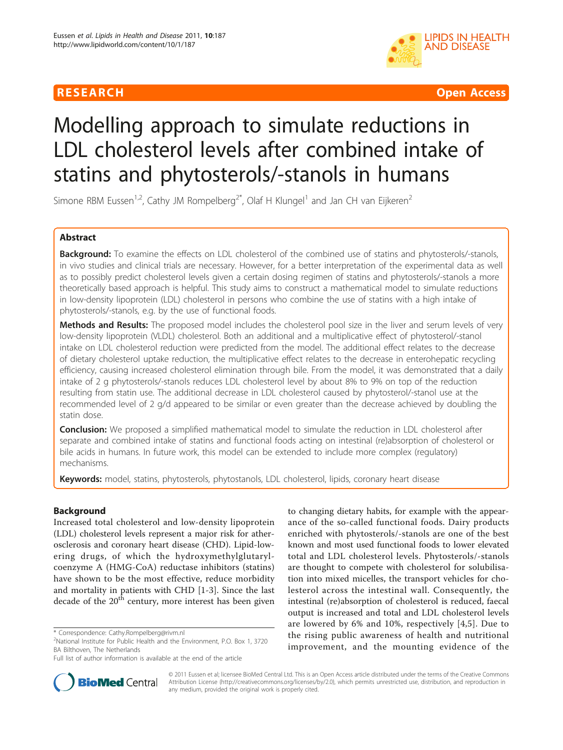**RESEARCH** **Open Access**

# Modelling approach to simulate reductions in LDL cholesterol levels after combined intake of statins and phytosterols/-stanols in humans

Simone RBM Eussen[1,2], Cathy JM Rompelberg[2*], Olaf H Klungel[1] and Jan CH van Eijkeren[2]

## Abstract

**Background:** To examine the effects on LDL cholesterol of the combined use of statins and phytosterols/-stanols, in vivo studies and clinical trials are necessary. However, for a better interpretation of the experimental data as well as to possibly predict cholesterol levels given a certain dosing regimen of statins and phytosterols/-stanols a more theoretically based approach is helpful. This study aims to construct a mathematical model to simulate reductions in low-density lipoprotein (LDL) cholesterol in persons who combine the use of statins with a high intake of phytosterols/-stanols, e.g. by the use of functional foods.

**Methods and Results:** The proposed model includes the cholesterol pool size in the liver and serum levels of very low-density lipoprotein (VLDL) cholesterol. Both an additional and a multiplicative effect of phytosterol/-stanol intake on LDL cholesterol reduction were predicted from the model. The additional effect relates to the decrease of dietary cholesterol uptake reduction, the multiplicative effect relates to the decrease in enterohepatic recycling efficiency, causing increased cholesterol elimination through bile. From the model, it was demonstrated that a daily intake of 2 g phytosterols/-stanols reduces LDL cholesterol level by about 8% to 9% on top of the reduction resulting from statin use. The additional decrease in LDL cholesterol caused by phytosterol/-stanol use at the recommended level of 2 g/d appeared to be similar or even greater than the decrease achieved by doubling the statin dose.

**Conclusion:** We proposed a simplified mathematical model to simulate the reduction in LDL cholesterol after separate and combined intake of statins and functional foods acting on intestinal (re)absorption of cholesterol or bile acids in humans. In future work, this model can be extended to include more complex (regulatory) mechanisms.

**Keywords:** model, statins, phytosterols, phytostanols, LDL cholesterol, lipids, coronary heart disease

## Background

Increased total cholesterol and low-density lipoprotein (LDL) cholesterol levels represent a major risk for atherosclerosis and coronary heart disease (CHD). Lipid-lowering drugs, of which the hydroxymethylglutaryl-coenzyme A (HMG-CoA) reductase inhibitors (statins) have shown to be the most effective, reduce morbidity and mortality in patients with CHD [1-3]. Since the last decade of the 20th century, more interest has been given to changing dietary habits, for example with the appearance of the so-called functional foods. Dairy products enriched with phytosterols/-stanols are one of the best known and most used functional foods to lower elevated total and LDL cholesterol levels. Phytosterols/-stanols are thought to compete with cholesterol for solubilisation into mixed micelles, the transport vehicles for cholesterol across the intestinal wall. Consequently, the intestinal (re)absorption of cholesterol is reduced, faecal output is increased and total and LDL cholesterol levels are lowered by 6% and 10%, respectively [4,5]. Due to the rising public awareness of health and nutritional improvement, and the mounting evidence of the

\* Correspondence: Cathy.Rompelberg@rivm.nl
[2]National Institute for Public Health and the Environment, P.O. Box 1, 3720 BA Bilthoven, The Netherlands
Full list of author information is available at the end of the article

© 2011 Eussen et al; licensee BioMed Central Ltd. This is an Open Access article distributed under the terms of the Creative Commons Attribution License (http://creativecommons.org/licenses/by/2.0), which permits unrestricted use, distribution, and reproduction in any medium, provided the original work is properly cited.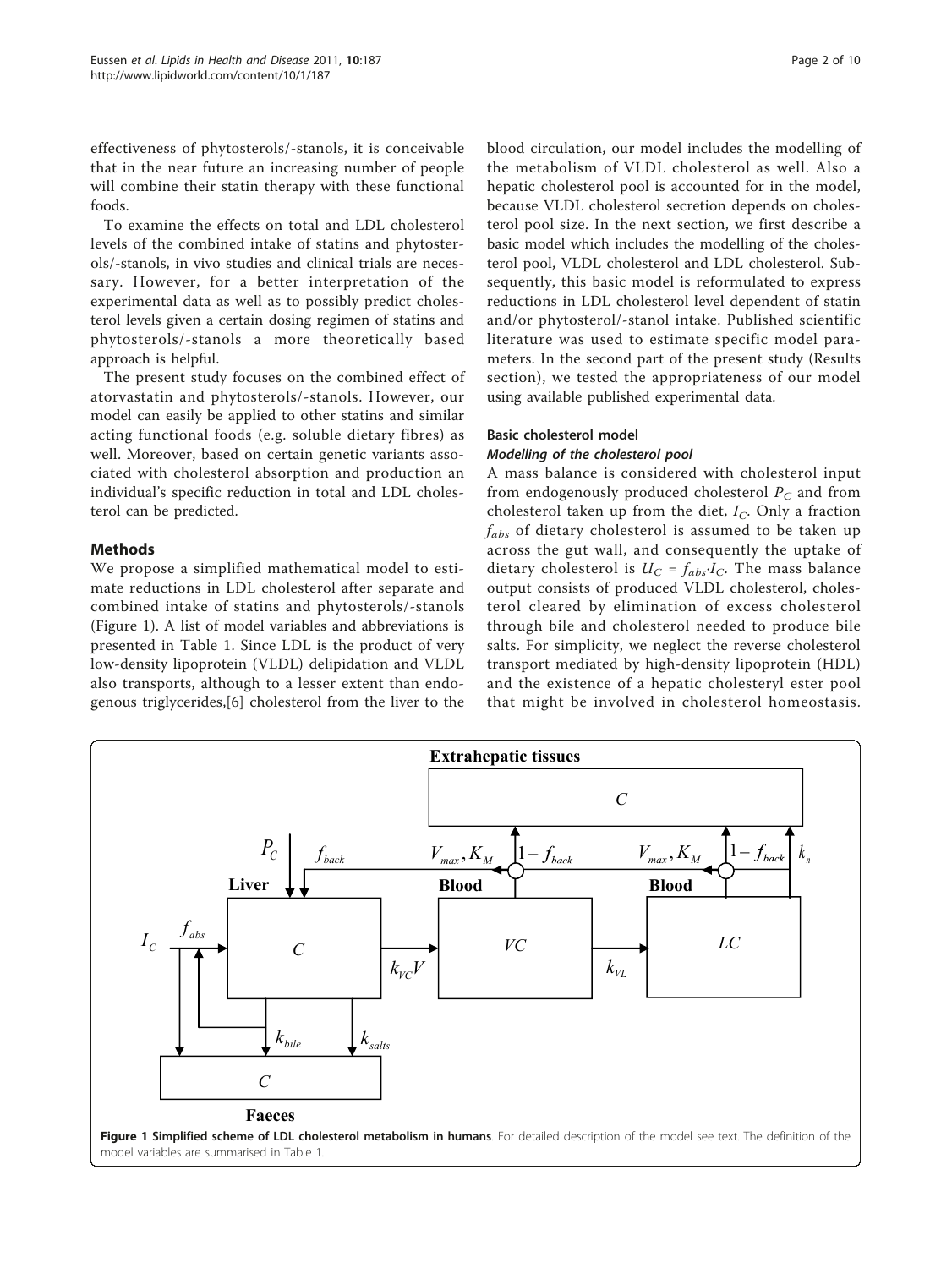effectiveness of phytosterols/-stanols, it is conceivable that in the near future an increasing number of people will combine their statin therapy with these functional foods.

To examine the effects on total and LDL cholesterol levels of the combined intake of statins and phytosterols/-stanols, in vivo studies and clinical trials are necessary. However, for a better interpretation of the experimental data as well as to possibly predict cholesterol levels given a certain dosing regimen of statins and phytosterols/-stanols a more theoretically based approach is helpful.

The present study focuses on the combined effect of atorvastatin and phytosterols/-stanols. However, our model can easily be applied to other statins and similar acting functional foods (e.g. soluble dietary fibres) as well. Moreover, based on certain genetic variants associated with cholesterol absorption and production an individual's specific reduction in total and LDL cholesterol can be predicted.

## Methods

We propose a simplified mathematical model to estimate reductions in LDL cholesterol after separate and combined intake of statins and phytosterols/-stanols (Figure 1). A list of model variables and abbreviations is presented in Table 1. Since LDL is the product of very low-density lipoprotein (VLDL) delipidation and VLDL also transports, although to a lesser extent than endogenous triglycerides,[6] cholesterol from the liver to the blood circulation, our model includes the modelling of the metabolism of VLDL cholesterol as well. Also a hepatic cholesterol pool is accounted for in the model, because VLDL cholesterol secretion depends on cholesterol pool size. In the next section, we first describe a basic model which includes the modelling of the cholesterol pool, VLDL cholesterol and LDL cholesterol. Subsequently, this basic model is reformulated to express reductions in LDL cholesterol level dependent of statin and/or phytosterol/-stanol intake. Published scientific literature was used to estimate specific model parameters. In the second part of the present study (Results section), we tested the appropriateness of our model using available published experimental data.

### Basic cholesterol model

#### *Modelling of the cholesterol pool*

A mass balance is considered with cholesterol input from endogenously produced cholesterol $P_C$ and from cholesterol taken up from the diet, $I_C$. Only a fraction $f_{abs}$ of dietary cholesterol is assumed to be taken up across the gut wall, and consequently the uptake of dietary cholesterol is $U_C = f_{abs} \cdot I_C$. The mass balance output consists of produced VLDL cholesterol, cholesterol cleared by elimination of excess cholesterol through bile and cholesterol needed to produce bile salts. For simplicity, we neglect the reverse cholesterol transport mediated by high-density lipoprotein (HDL) and the existence of a hepatic cholesteryl ester pool that might be involved in cholesterol homeostasis.

Extrahepatic tissues

C

$P_C$

$f_{back}$

$V_{max}, K_M$

$1 - f_{back}$

$V_{max}, K_M$

$1 - f_{back}$

$k_n$

Liver

Blood

Blood

$I_C$

$f_{abs}$

C

$k_{VC}V$

VC

$k_{VL}$

LC

$k_{bile}$

$k_{salts}$

C

Faeces

**Figure 1 Simplified scheme of LDL cholesterol metabolism in humans**. For detailed description of the model see text. The definition of the model variables are summarised in Table 1.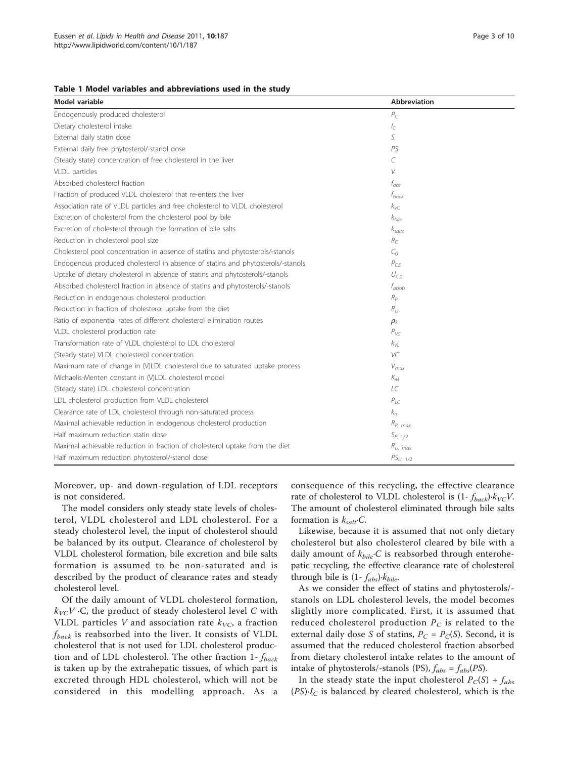**Table 1 Model variables and abbreviations used in the study**

| Model variable | Abbreviation |
| --- | --- |
| Endogenously produced cholesterol | $P_C$ |
| Dietary cholesterol intake | $I_C$ |
| External daily statin dose | $S$ |
| External daily free phytosterol/-stanol dose | $PS$ |
| (Steady state) concentration of free cholesterol in the liver | $C$ |
| VLDL particles | $V$ |
| Absorbed cholesterol fraction | $f_{abs}$ |
| Fraction of produced VLDL cholesterol that re-enters the liver | $f_{back}$ |
| Association rate of VLDL particles and free cholesterol to VLDL cholesterol | $k_{VC}$ |
| Excretion of cholesterol from the cholesterol pool by bile | $k_{bile}$ |
| Excretion of cholesterol through the formation of bile salts | $k_{salts}$ |
| Reduction in cholesterol pool size | $R_C$ |
| Cholesterol pool concentration in absence of statins and phytosterols/-stanols | $C_0$ |
| Endogenous produced cholesterol in absence of statins and phytosterols/-stanols | $P_{C,0}$ |
| Uptake of dietary cholesterol in absence of statins and phytosterols/-stanols | $U_{C,0}$ |
| Absorbed cholesterol fraction in absence of statins and phytosterols/-stanols | $f_{abs0}$ |
| Reduction in endogenous cholesterol production | $R_P$ |
| Reduction in fraction of cholesterol uptake from the diet | $R_U$ |
| Ratio of exponential rates of different cholesterol elimination routes | $\rho_k$ |
| VLDL cholesterol production rate | $P_{VC}$ |
| Transformation rate of VLDL cholesterol to LDL cholesterol | $k_{VL}$ |
| (Steady state) VLDL cholesterol concentration | $VC$ |
| Maximum rate of change in (V)LDL cholesterol due to saturated uptake process | $V_{max}$ |
| Michaelis-Menten constant in (V)LDL cholesterol model | $K_M$ |
| (Steady state) LDL cholesterol concentration | $LC$ |
| LDL cholesterol production from VLDL cholesterol | $P_{LC}$ |
| Clearance rate of LDL cholesterol through non-saturated process | $k_n$ |
| Maximal achievable reduction in endogenous cholesterol production | $R_{P,\ max}$ |
| Half maximum reduction statin dose | $S_{P,\ 1/2}$ |
| Maximal achievable reduction in fraction of cholesterol uptake from the diet | $R_{U,\ max}$ |
| Half maximum reduction phytosterol/-stanol dose | $PS_{U,\ 1/2}$ |

Moreover, up- and down-regulation of LDL receptors is not considered.

The model considers only steady state levels of cholesterol, VLDL cholesterol and LDL cholesterol. For a steady cholesterol level, the input of cholesterol should be balanced by its output. Clearance of cholesterol by VLDL cholesterol formation, bile excretion and bile salts formation is assumed to be non-saturated and is described by the product of clearance rates and steady cholesterol level.

Of the daily amount of VLDL cholesterol formation, $k_{VC}V \cdot C$, the product of steady cholesterol level $C$ with VLDL particles $V$ and association rate $k_{VC}$, a fraction $f_{back}$ is reabsorbed into the liver. It consists of VLDL cholesterol that is not used for LDL cholesterol production and of LDL cholesterol. The other fraction 1- $f_{back}$ is taken up by the extrahepatic tissues, of which part is excreted through HDL cholesterol, which will not be considered in this modelling approach. As a consequence of this recycling, the effective clearance rate of cholesterol to VLDL cholesterol is $(1- f_{back})\cdot k_{VC}V$. The amount of cholesterol eliminated through bile salts formation is $k_{salt}\cdot C$.

Likewise, because it is assumed that not only dietary cholesterol but also cholesterol cleared by bile with a daily amount of $k_{bile}\cdot C$ is reabsorbed through enterohepatic recycling, the effective clearance rate of cholesterol through bile is $(1- f_{abs})\cdot k_{bile}$.

As we consider the effect of statins and phytosterols/-stanols on LDL cholesterol levels, the model becomes slightly more complicated. First, it is assumed that reduced cholesterol production $P_C$ is related to the external daily dose $S$ of statins, $P_C = P_C(S)$. Second, it is assumed that the reduced cholesterol fraction absorbed from dietary cholesterol intake relates to the amount of intake of phytosterols/-stanols (PS), $f_{abs} = f_{abs}(PS)$.

In the steady state the input cholesterol $P_C(S) + f_{abs}(PS)\cdot I_C$ is balanced by cleared cholesterol, which is the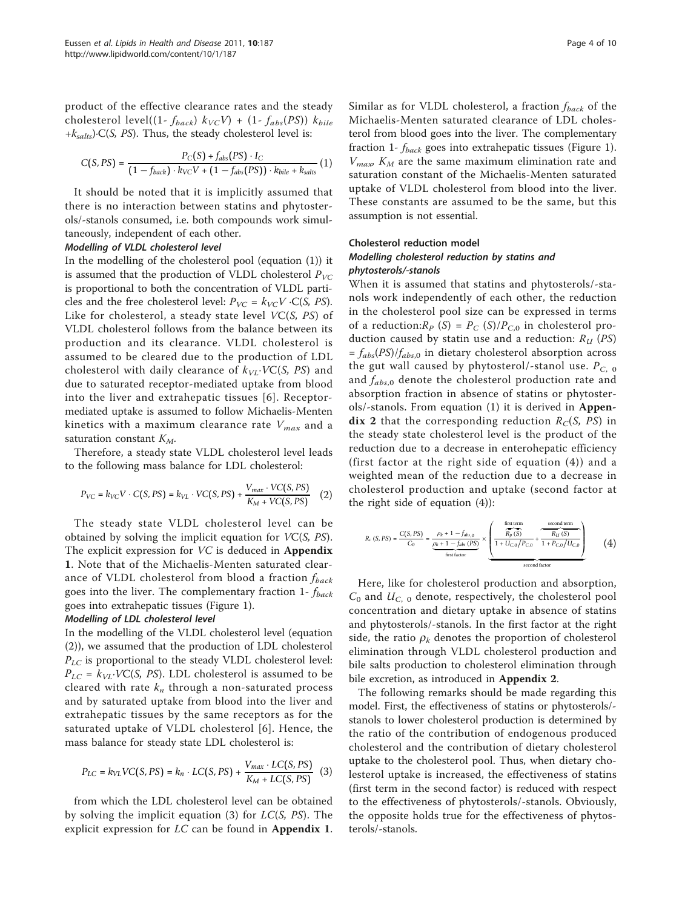product of the effective clearance rates and the steady cholesterol level($(1- f_{back})\, k_{VC}V) + (1- f_{abs}(PS))\, k_{bile} + k_{salts})\cdot C(S, PS)$. Thus, the steady cholesterol level is:

$$C(S, PS) = \frac{P_C(S) + f_{abs}(PS) \cdot I_C}{(1 - f_{back}) \cdot k_{VC}V + (1 - f_{abs}(PS)) \cdot k_{bile} + k_{salts}} \quad (1)$$

It should be noted that it is implicitly assumed that there is no interaction between statins and phytosterols/-stanols consumed, i.e. both compounds work simultaneously, independent of each other.

#### *Modelling of VLDL cholesterol level*

In the modelling of the cholesterol pool (equation (1)) it is assumed that the production of VLDL cholesterol $P_{VC}$ is proportional to both the concentration of VLDL particles and the free cholesterol level: $P_{VC} = k_{VC}V \cdot C(S, PS)$. Like for cholesterol, a steady state level $VC(S, PS)$ of VLDL cholesterol follows from the balance between its production and its clearance. VLDL cholesterol is assumed to be cleared due to the production of LDL cholesterol with daily clearance of $k_{VL}\cdot VC(S, PS)$ and due to saturated receptor-mediated uptake from blood into the liver and extrahepatic tissues [6]. Receptor-mediated uptake is assumed to follow Michaelis-Menten kinetics with a maximum clearance rate $V_{max}$ and a saturation constant $K_M$.

Therefore, a steady state VLDL cholesterol level leads to the following mass balance for LDL cholesterol:

$$P_{VC} = k_{VC}V \cdot C(S, PS) = k_{VL} \cdot VC(S, PS) + \frac{V_{max} \cdot VC(S, PS)}{K_M + VC(S, PS)} \quad (2)$$

The steady state VLDL cholesterol level can be obtained by solving the implicit equation for $VC(S, PS)$. The explicit expression for $VC$ is deduced in **Appendix 1**. Note that of the Michaelis-Menten saturated clearance of VLDL cholesterol from blood a fraction $f_{back}$ goes into the liver. The complementary fraction 1- $f_{back}$ goes into extrahepatic tissues (Figure 1).

#### *Modelling of LDL cholesterol level*

In the modelling of the VLDL cholesterol level (equation (2)), we assumed that the production of LDL cholesterol $P_{LC}$ is proportional to the steady VLDL cholesterol level: $P_{LC} = k_{VL}\cdot VC(S, PS)$. LDL cholesterol is assumed to be cleared with rate $k_n$ through a non-saturated process and by saturated uptake from blood into the liver and extrahepatic tissues by the same receptors as for the saturated uptake of VLDL cholesterol [6]. Hence, the mass balance for steady state LDL cholesterol is:

$$P_{LC} = k_{VL}VC(S, PS) = k_n \cdot LC(S, PS) + \frac{V_{max} \cdot LC(S, PS)}{K_M + LC(S, PS)} \quad (3)$$

from which the LDL cholesterol level can be obtained by solving the implicit equation (3) for $LC(S, PS)$. The explicit expression for $LC$ can be found in **Appendix 1**. Similar as for VLDL cholesterol, a fraction $f_{back}$ of the Michaelis-Menten saturated clearance of LDL cholesterol from blood goes into the liver. The complementary fraction 1- $f_{back}$ goes into extrahepatic tissues (Figure 1). $V_{max}$, $K_M$ are the same maximum elimination rate and saturation constant of the Michaelis-Menten saturated uptake of VLDL cholesterol from blood into the liver. These constants are assumed to be the same, but this assumption is not essential.

### Cholesterol reduction model

#### *Modelling cholesterol reduction by statins and phytosterols/-stanols*

When it is assumed that statins and phytosterols/-stanols work independently of each other, the reduction in the cholesterol pool size can be expressed in terms of a reduction:$R_P(S) = P_C(S)/P_{C,0}$ in cholesterol production caused by statin use and a reduction: $R_U(PS) = f_{abs}(PS)/f_{abs,0}$ in dietary cholesterol absorption across the gut wall caused by phytosterol/-stanol use. $P_{C,0}$ and $f_{abs,0}$ denote the cholesterol production rate and absorption fraction in absence of statins or phytosterols/-stanols. From equation (1) it is derived in **Appendix 2** that the corresponding reduction $R_C(S, PS)$ in the steady state cholesterol level is the product of the reduction due to a decrease in enterohepatic efficiency (first factor at the right side of equation (4)) and a weighted mean of the reduction due to a decrease in cholesterol production and uptake (second factor at the right side of equation (4)):

$$R_c(S, PS) = \frac{C(S, PS)}{C_0} = \underbrace{\frac{\rho_k + 1 - f_{abs,0}}{\rho_k + 1 - f_{abs}(PS)}}_{\text{first factor}} \times \underbrace{\left( \overbrace{\frac{R_P(S)}{1 + U_{C,0}/P_{C,0}}}^{\text{first term}} + \overbrace{\frac{R_U(S)}{1 + P_{C,0}/U_{C,0}}}^{\text{second term}} \right)}_{\text{second factor}} \quad (4)$$

Here, like for cholesterol production and absorption, $C_0$ and $U_{C,0}$ denote, respectively, the cholesterol pool concentration and dietary uptake in absence of statins and phytosterols/-stanols. In the first factor at the right side, the ratio $\rho_k$ denotes the proportion of cholesterol elimination through VLDL cholesterol production and bile salts production to cholesterol elimination through bile excretion, as introduced in **Appendix 2**.

The following remarks should be made regarding this model. First, the effectiveness of statins or phytosterols/-stanols to lower cholesterol production is determined by the ratio of the contribution of endogenous produced cholesterol and the contribution of dietary cholesterol uptake to the cholesterol pool. Thus, when dietary cholesterol uptake is increased, the effectiveness of statins (first term in the second factor) is reduced with respect to the effectiveness of phytosterols/-stanols. Obviously, the opposite holds true for the effectiveness of phytosterols/-stanols.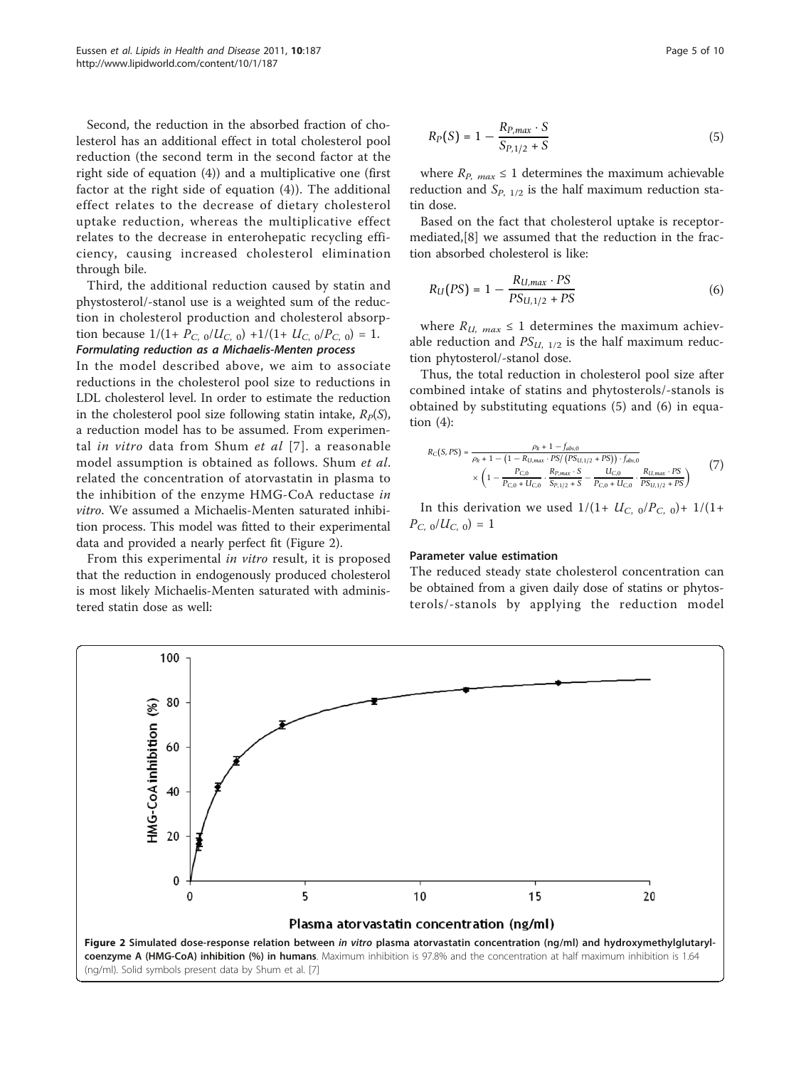Second, the reduction in the absorbed fraction of cholesterol has an additional effect in total cholesterol pool reduction (the second term in the second factor at the right side of equation (4)) and a multiplicative one (first factor at the right side of equation (4)). The additional effect relates to the decrease of dietary cholesterol uptake reduction, whereas the multiplicative effect relates to the decrease in enterohepatic recycling efficiency, causing increased cholesterol elimination through bile.

Third, the additional reduction caused by statin and phystosterol/-stanol use is a weighted sum of the reduction in cholesterol production and cholesterol absorption because $1/(1+ P_{C,0}/U_{C,0}) + 1/(1+ U_{C,0}/P_{C,0}) = 1$.

***Formulating reduction as a Michaelis-Menten process***

In the model described above, we aim to associate reductions in the cholesterol pool size to reductions in LDL cholesterol level. In order to estimate the reduction in the cholesterol pool size following statin intake, $R_P(S)$, a reduction model has to be assumed. From experimental *in vitro* data from Shum *et al* [7]. a reasonable model assumption is obtained as follows. Shum *et al.* related the concentration of atorvastatin in plasma to the inhibition of the enzyme HMG-CoA reductase *in vitro*. We assumed a Michaelis-Menten saturated inhibition process. This model was fitted to their experimental data and provided a nearly perfect fit (Figure 2).

From this experimental *in vitro* result, it is proposed that the reduction in endogenously produced cholesterol is most likely Michaelis-Menten saturated with administered statin dose as well:

$$R_P(S) = 1 - \frac{R_{P,max} \cdot S}{S_{P,1/2} + S} \tag{5}$$

where $R_{P,\ max} \leq 1$ determines the maximum achievable reduction and $S_{P,\ 1/2}$ is the half maximum reduction statin dose.

Based on the fact that cholesterol uptake is receptor-mediated,[8] we assumed that the reduction in the fraction absorbed cholesterol is like:

$$R_U(PS) = 1 - \frac{R_{U,max} \cdot PS}{PS_{U,1/2} + PS} \tag{6}$$

where $R_{U,\ max} \leq 1$ determines the maximum achievable reduction and $PS_{U,\ 1/2}$ is the half maximum reduction phytosterol/-stanol dose.

Thus, the total reduction in cholesterol pool size after combined intake of statins and phytosterols/-stanols is obtained by substituting equations (5) and (6) in equation (4):

$$R_C(S, PS) = \frac{\rho_k + 1 - f_{abs,0}}{\rho_k + 1 - \left(1 - R_{U,max} \cdot PS / \left(PS_{U,1/2} + PS\right)\right) \cdot f_{abs,0}} \times \left(1 - \frac{P_{C,0}}{P_{C,0} + U_{C,0}} \cdot \frac{R_{P,max} \cdot S}{S_{P,1/2} + S} - \frac{U_{C,0}}{P_{C,0} + U_{C,0}} \cdot \frac{R_{U,max} \cdot PS}{PS_{U,1/2} + PS}\right) \tag{7}$$

In this derivation we used $1/(1+ U_{C,0}/P_{C,0}) + 1/(1+ P_{C,0}/U_{C,0}) = 1$

#### Parameter value estimation

The reduced steady state cholesterol concentration can be obtained from a given daily dose of statins or phytosterols/-stanols by applying the reduction model

**Figure 2 Simulated dose-response relation between *in vitro* plasma atorvastatin concentration (ng/ml) and hydroxymethylglutaryl-coenzyme A (HMG-CoA) inhibition (%) in humans**. Maximum inhibition is 97.8% and the concentration at half maximum inhibition is 1.64 (ng/ml). Solid symbols present data by Shum et al. [7]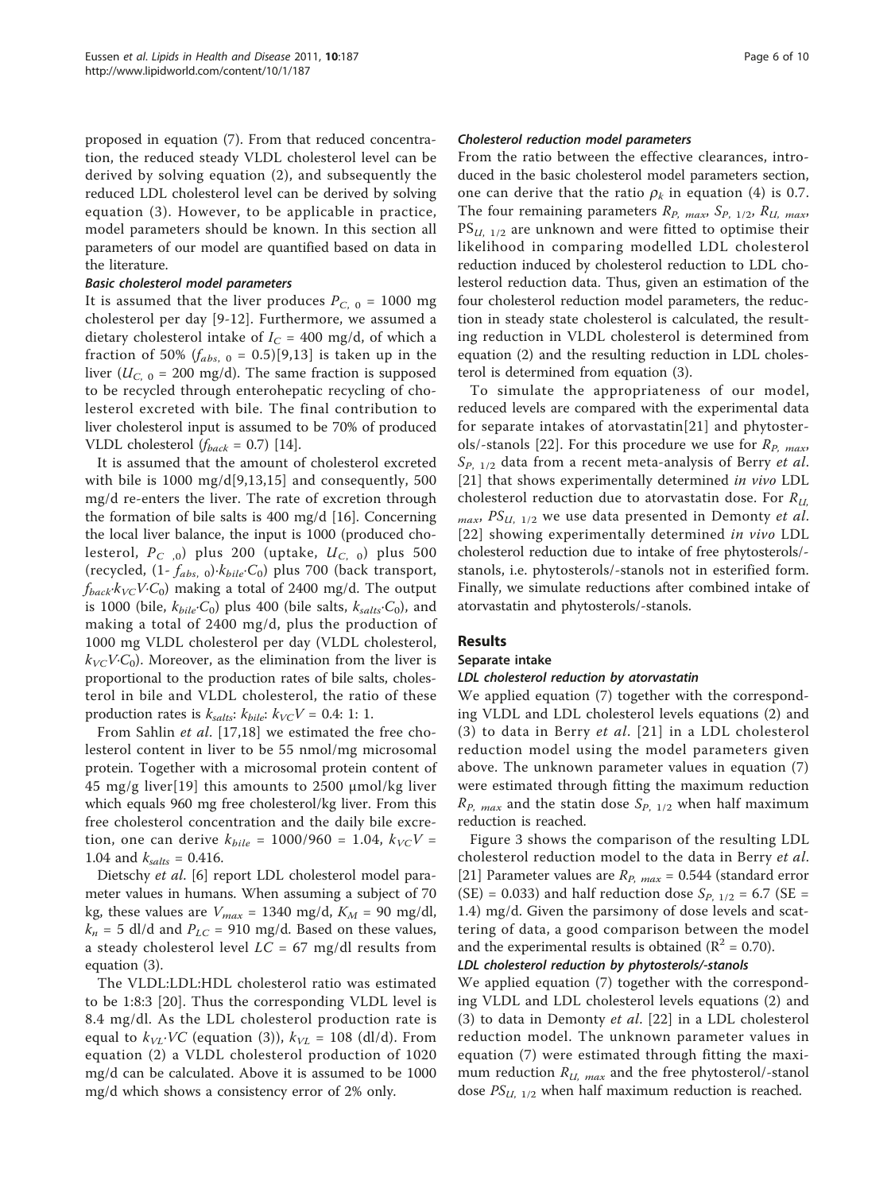proposed in equation (7). From that reduced concentration, the reduced steady VLDL cholesterol level can be derived by solving equation (2), and subsequently the reduced LDL cholesterol level can be derived by solving equation (3). However, to be applicable in practice, model parameters should be known. In this section all parameters of our model are quantified based on data in the literature.

#### Basic cholesterol model parameters

It is assumed that the liver produces $P_{C,0}$ = 1000 mg cholesterol per day [9-12]. Furthermore, we assumed a dietary cholesterol intake of $I_C$ = 400 mg/d, of which a fraction of 50% ($f_{abs,0}$ = 0.5)[9,13] is taken up in the liver ($U_{C,0}$ = 200 mg/d). The same fraction is supposed to be recycled through enterohepatic recycling of cholesterol excreted with bile. The final contribution to liver cholesterol input is assumed to be 70% of produced VLDL cholesterol ($f_{back}$ = 0.7) [14].

It is assumed that the amount of cholesterol excreted with bile is 1000 mg/d[9,13,15] and consequently, 500 mg/d re-enters the liver. The rate of excretion through the formation of bile salts is 400 mg/d [16]. Concerning the local liver balance, the input is 1000 (produced cholesterol, $P_{C,0}$) plus 200 (uptake, $U_{C,0}$) plus 500 (recycled, $(1-f_{abs,0})\cdot k_{bile}\cdot C_0$) plus 700 (back transport, $f_{back}\cdot k_{VC}V\cdot C_0$) making a total of 2400 mg/d. The output is 1000 (bile, $k_{bile}\cdot C_0$) plus 400 (bile salts, $k_{salts}\cdot C_0$), and making a total of 2400 mg/d, plus the production of 1000 mg VLDL cholesterol per day (VLDL cholesterol, $k_{VC}V\cdot C_0$). Moreover, as the elimination from the liver is proportional to the production rates of bile salts, cholesterol in bile and VLDL cholesterol, the ratio of these production rates is $k_{salts}$: $k_{bile}$: $k_{VC}V$ = 0.4: 1: 1.

From Sahlin *et al.* [17,18] we estimated the free cholesterol content in liver to be 55 nmol/mg microsomal protein. Together with a microsomal protein content of 45 mg/g liver[19] this amounts to 2500 μmol/kg liver which equals 960 mg free cholesterol/kg liver. From this free cholesterol concentration and the daily bile excretion, one can derive $k_{bile}$ = 1000/960 = 1.04, $k_{VC}V$ = 1.04 and $k_{salts}$ = 0.416.

Dietschy *et al.* [6] report LDL cholesterol model parameter values in humans. When assuming a subject of 70 kg, these values are $V_{max}$ = 1340 mg/d, $K_M$ = 90 mg/dl, $k_n$ = 5 dl/d and $P_{LC}$ = 910 mg/d. Based on these values, a steady cholesterol level $LC$ = 67 mg/dl results from equation (3).

The VLDL:LDL:HDL cholesterol ratio was estimated to be 1:8:3 [20]. Thus the corresponding VLDL level is 8.4 mg/dl. As the LDL cholesterol production rate is equal to $k_{VL}\cdot VC$ (equation (3)), $k_{VL}$ = 108 (dl/d). From equation (2) a VLDL cholesterol production of 1020 mg/d can be calculated. Above it is assumed to be 1000 mg/d which shows a consistency error of 2% only.

#### Cholesterol reduction model parameters

From the ratio between the effective clearances, introduced in the basic cholesterol model parameters section, one can derive that the ratio $\rho_k$ in equation (4) is 0.7. The four remaining parameters $R_{P,max}$, $S_{P,1/2}$, $R_{U,max}$, $PS_{U,1/2}$ are unknown and were fitted to optimise their likelihood in comparing modelled LDL cholesterol reduction induced by cholesterol reduction to LDL cholesterol reduction data. Thus, given an estimation of the four cholesterol reduction model parameters, the reduction in steady state cholesterol is calculated, the resulting reduction in VLDL cholesterol is determined from equation (2) and the resulting reduction in LDL cholesterol is determined from equation (3).

To simulate the appropriateness of our model, reduced levels are compared with the experimental data for separate intakes of atorvastatin[21] and phytosterols/-stanols [22]. For this procedure we use for $R_{P,max}$, $S_{P,1/2}$ data from a recent meta-analysis of Berry *et al.* [21] that shows experimentally determined *in vivo* LDL cholesterol reduction due to atorvastatin dose. For $R_{U,max}$, $PS_{U,1/2}$ we use data presented in Demonty *et al.* [22] showing experimentally determined *in vivo* LDL cholesterol reduction due to intake of free phytosterols/-stanols, i.e. phytosterols/-stanols not in esterified form. Finally, we simulate reductions after combined intake of atorvastatin and phytosterols/-stanols.

## Results

### Separate intake

#### LDL cholesterol reduction by atorvastatin

We applied equation (7) together with the corresponding VLDL and LDL cholesterol levels equations (2) and (3) to data in Berry *et al.* [21] in a LDL cholesterol reduction model using the model parameters given above. The unknown parameter values in equation (7) were estimated through fitting the maximum reduction $R_{P,max}$ and the statin dose $S_{P,1/2}$ when half maximum reduction is reached.

Figure 3 shows the comparison of the resulting LDL cholesterol reduction model to the data in Berry *et al.* [21] Parameter values are $R_{P,max}$ = 0.544 (standard error (SE) = 0.033) and half reduction dose $S_{P,1/2}$ = 6.7 (SE = 1.4) mg/d. Given the parsimony of dose levels and scattering of data, a good comparison between the model and the experimental results is obtained ($R^2$ = 0.70).

#### LDL cholesterol reduction by phytosterols/-stanols

We applied equation (7) together with the corresponding VLDL and LDL cholesterol levels equations (2) and (3) to data in Demonty *et al.* [22] in a LDL cholesterol reduction model. The unknown parameter values in equation (7) were estimated through fitting the maximum reduction $R_{U,max}$ and the free phytosterol/-stanol dose $PS_{U,1/2}$ when half maximum reduction is reached.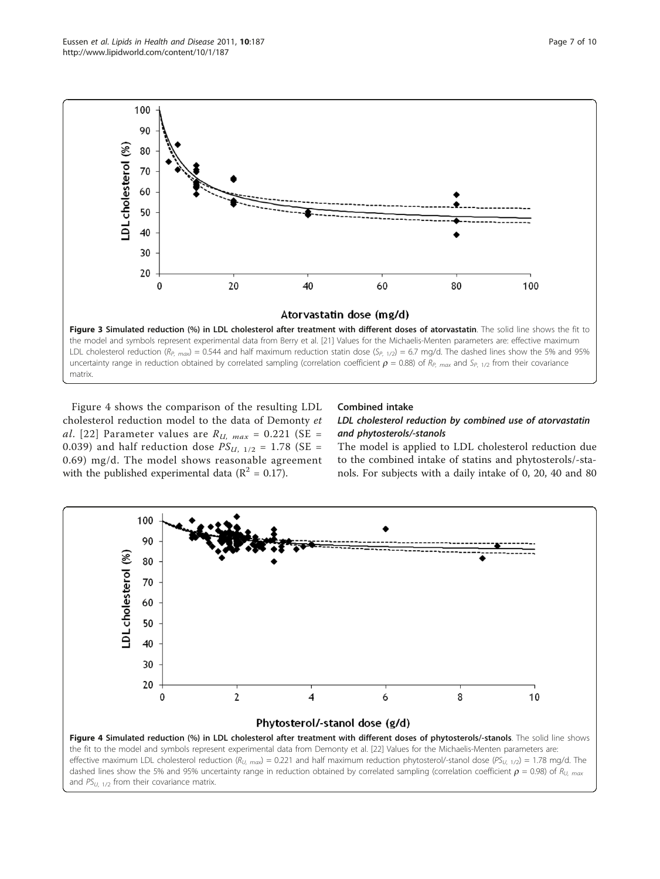**Figure 3 Simulated reduction (%) in LDL cholesterol after treatment with different doses of atorvastatin**. The solid line shows the fit to the model and symbols represent experimental data from Berry et al. [21] Values for the Michaelis-Menten parameters are: effective maximum LDL cholesterol reduction ($R_{P,\ max}$) = 0.544 and half maximum reduction statin dose ($S_{P,\ 1/2}$) = 6.7 mg/d. The dashed lines show the 5% and 95% uncertainty range in reduction obtained by correlated sampling (correlation coefficient $\rho$ = 0.88) of $R_{P,\ max}$ and $S_{P,\ 1/2}$ from their covariance matrix.

Figure 4 shows the comparison of the resulting LDL cholesterol reduction model to the data of Demonty *et al*. [22] Parameter values are $R_{U,\ max}$ = 0.221 (SE = 0.039) and half reduction dose $PS_{U,\ 1/2}$ = 1.78 (SE = 0.69) mg/d. The model shows reasonable agreement with the published experimental data ($R^2$ = 0.17).

## Combined intake

### *LDL cholesterol reduction by combined use of atorvastatin and phytosterols/-stanols*

The model is applied to LDL cholesterol reduction due to the combined intake of statins and phytosterols/-stanols. For subjects with a daily intake of 0, 20, 40 and 80

**Figure 4 Simulated reduction (%) in LDL cholesterol after treatment with different doses of phytosterols/-stanols**. The solid line shows the fit to the model and symbols represent experimental data from Demonty et al. [22] Values for the Michaelis-Menten parameters are: effective maximum LDL cholesterol reduction ($R_{U,\ max}$) = 0.221 and half maximum reduction phytosterol/-stanol dose ($PS_{U,\ 1/2}$) = 1.78 mg/d. The dashed lines show the 5% and 95% uncertainty range in reduction obtained by correlated sampling (correlation coefficient $\rho$ = 0.98) of $R_{U,\ max}$ and $PS_{U,\ 1/2}$ from their covariance matrix.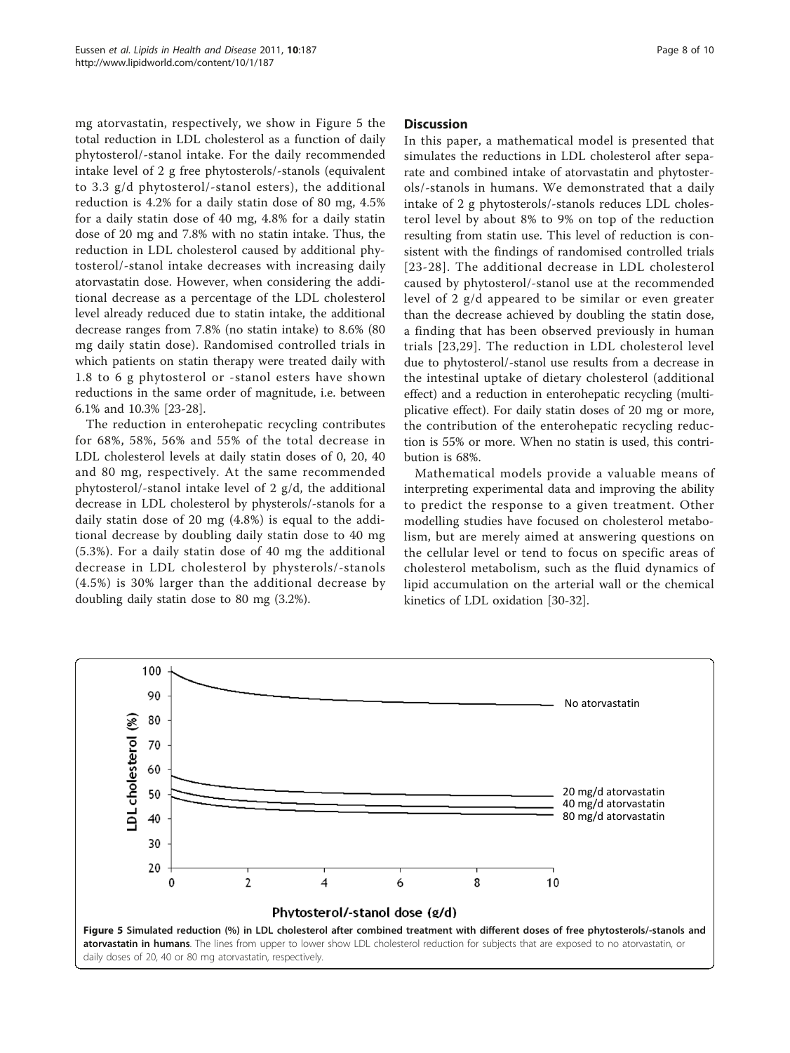mg atorvastatin, respectively, we show in Figure 5 the total reduction in LDL cholesterol as a function of daily phytosterol/-stanol intake. For the daily recommended intake level of 2 g free phytosterols/-stanols (equivalent to 3.3 g/d phytosterol/-stanol esters), the additional reduction is 4.2% for a daily statin dose of 80 mg, 4.5% for a daily statin dose of 40 mg, 4.8% for a daily statin dose of 20 mg and 7.8% with no statin intake. Thus, the reduction in LDL cholesterol caused by additional phytosterol/-stanol intake decreases with increasing daily atorvastatin dose. However, when considering the additional decrease as a percentage of the LDL cholesterol level already reduced due to statin intake, the additional decrease ranges from 7.8% (no statin intake) to 8.6% (80 mg daily statin dose). Randomised controlled trials in which patients on statin therapy were treated daily with 1.8 to 6 g phytosterol or -stanol esters have shown reductions in the same order of magnitude, i.e. between 6.1% and 10.3% [23-28].

The reduction in enterohepatic recycling contributes for 68%, 58%, 56% and 55% of the total decrease in LDL cholesterol levels at daily statin doses of 0, 20, 40 and 80 mg, respectively. At the same recommended phytosterol/-stanol intake level of 2 g/d, the additional decrease in LDL cholesterol by physterols/-stanols for a daily statin dose of 20 mg (4.8%) is equal to the additional decrease by doubling daily statin dose to 40 mg (5.3%). For a daily statin dose of 40 mg the additional decrease in LDL cholesterol by physterols/-stanols (4.5%) is 30% larger than the additional decrease by doubling daily statin dose to 80 mg (3.2%).

## Discussion

In this paper, a mathematical model is presented that simulates the reductions in LDL cholesterol after separate and combined intake of atorvastatin and phytosterols/-stanols in humans. We demonstrated that a daily intake of 2 g phytosterols/-stanols reduces LDL cholesterol level by about 8% to 9% on top of the reduction resulting from statin use. This level of reduction is consistent with the findings of randomised controlled trials [23-28]. The additional decrease in LDL cholesterol caused by phytosterol/-stanol use at the recommended level of 2 g/d appeared to be similar or even greater than the decrease achieved by doubling the statin dose, a finding that has been observed previously in human trials [23,29]. The reduction in LDL cholesterol level due to phytosterol/-stanol use results from a decrease in the intestinal uptake of dietary cholesterol (additional effect) and a reduction in enterohepatic recycling (multiplicative effect). For daily statin doses of 20 mg or more, the contribution of the enterohepatic recycling reduction is 55% or more. When no statin is used, this contribution is 68%.

Mathematical models provide a valuable means of interpreting experimental data and improving the ability to predict the response to a given treatment. Other modelling studies have focused on cholesterol metabolism, but are merely aimed at answering questions on the cellular level or tend to focus on specific areas of cholesterol metabolism, such as the fluid dynamics of lipid accumulation on the arterial wall or the chemical kinetics of LDL oxidation [30-32].

**Figure 5 Simulated reduction (%) in LDL cholesterol after combined treatment with different doses of free phytosterols/-stanols and atorvastatin in humans**. The lines from upper to lower show LDL cholesterol reduction for subjects that are exposed to no atorvastatin, or daily doses of 20, 40 or 80 mg atorvastatin, respectively.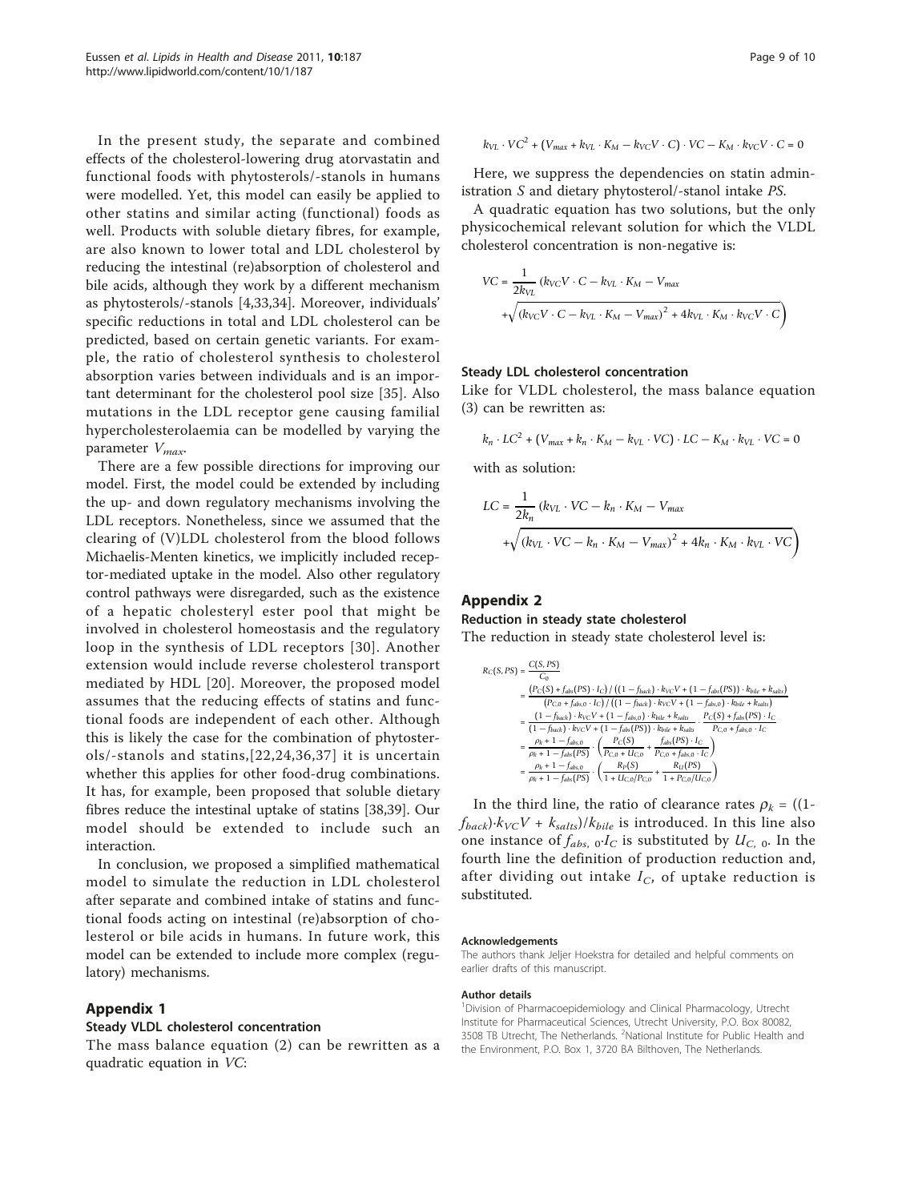In the present study, the separate and combined effects of the cholesterol-lowering drug atorvastatin and functional foods with phytosterols/-stanols in humans were modelled. Yet, this model can easily be applied to other statins and similar acting (functional) foods as well. Products with soluble dietary fibres, for example, are also known to lower total and LDL cholesterol by reducing the intestinal (re)absorption of cholesterol and bile acids, although they work by a different mechanism as phytosterols/-stanols [4,33,34]. Moreover, individuals' specific reductions in total and LDL cholesterol can be predicted, based on certain genetic variants. For example, the ratio of cholesterol synthesis to cholesterol absorption varies between individuals and is an important determinant for the cholesterol pool size [35]. Also mutations in the LDL receptor gene causing familial hypercholesterolaemia can be modelled by varying the parameter $V_{max}$.

There are a few possible directions for improving our model. First, the model could be extended by including the up- and down regulatory mechanisms involving the LDL receptors. Nonetheless, since we assumed that the clearing of (V)LDL cholesterol from the blood follows Michaelis-Menten kinetics, we implicitly included receptor-mediated uptake in the model. Also other regulatory control pathways were disregarded, such as the existence of a hepatic cholesteryl ester pool that might be involved in cholesterol homeostasis and the regulatory loop in the synthesis of LDL receptors [30]. Another extension would include reverse cholesterol transport mediated by HDL [20]. Moreover, the proposed model assumes that the reducing effects of statins and functional foods are independent of each other. Although this is likely the case for the combination of phytosterols/-stanols and statins,[22,24,36,37] it is uncertain whether this applies for other food-drug combinations. It has, for example, been proposed that soluble dietary fibres reduce the intestinal uptake of statins [38,39]. Our model should be extended to include such an interaction.

In conclusion, we proposed a simplified mathematical model to simulate the reduction in LDL cholesterol after separate and combined intake of statins and functional foods acting on intestinal (re)absorption of cholesterol or bile acids in humans. In future work, this model can be extended to include more complex (regulatory) mechanisms.

## Appendix 1

### Steady VLDL cholesterol concentration

The mass balance equation (2) can be rewritten as a quadratic equation in $VC$:

$$k_{VL} \cdot VC^2 + (V_{max} + k_{VL} \cdot K_M - k_{VC}V \cdot C) \cdot VC - K_M \cdot k_{VC}V \cdot C = 0$$

Here, we suppress the dependencies on statin administration $S$ and dietary phytosterol/-stanol intake $PS$.

A quadratic equation has two solutions, but the only physicochemical relevant solution for which the VLDL cholesterol concentration is non-negative is:

$$VC = \frac{1}{2k_{VL}}\left(k_{VC}V \cdot C - k_{VL} \cdot K_M - V_{max} + \sqrt{(k_{VC}V \cdot C - k_{VL} \cdot K_M - V_{max})^2 + 4k_{VL} \cdot K_M \cdot k_{VC}V \cdot C}\right)$$

### Steady LDL cholesterol concentration

Like for VLDL cholesterol, the mass balance equation (3) can be rewritten as:

$$k_n \cdot LC^2 + (V_{max} + k_n \cdot K_M - k_{VL} \cdot VC) \cdot LC - K_M \cdot k_{VL} \cdot VC = 0$$

with as solution:

$$LC = \frac{1}{2k_n}\left(k_{VL} \cdot VC - k_n \cdot K_M - V_{max} + \sqrt{(k_{VL} \cdot VC - k_n \cdot K_M - V_{max})^2 + 4k_n \cdot K_M \cdot k_{VL} \cdot VC}\right)$$

## Appendix 2

### Reduction in steady state cholesterol

The reduction in steady state cholesterol level is:

$$\begin{aligned}
R_C(S, PS) &= \frac{C(S, PS)}{C_0} \\
&= \frac{(P_C(S) + f_{abs}(PS) \cdot I_C) / ((1 - f_{back}) \cdot k_{VC}V + (1 - f_{abs}(PS)) \cdot k_{bile} + k_{salts})}{(P_{C,0} + f_{abs,0} \cdot I_C) / ((1 - f_{back}) \cdot k_{VC}V + (1 - f_{abs,0}) \cdot k_{bile} + k_{salts})} \\
&= \frac{(1 - f_{back}) \cdot k_{VC}V + (1 - f_{abs,0}) \cdot k_{bile} + k_{salts}}{(1 - f_{back}) \cdot k_{VC}V + (1 - f_{abs}(PS)) \cdot k_{bile} + k_{salts}} \cdot \frac{P_C(S) + f_{abs}(PS) \cdot I_C}{P_{C,0} + f_{abs,0} \cdot I_C} \\
&= \frac{\rho_k + 1 - f_{abs,0}}{\rho_k + 1 - f_{abs}(PS)} \cdot \left(\frac{P_C(S)}{P_{C,0} + U_{C,0}} + \frac{f_{abs}(PS) \cdot I_C}{P_{C,0} + f_{abs,0} \cdot I_C}\right) \\
&= \frac{\rho_k + 1 - f_{abs,0}}{\rho_k + 1 - f_{abs}(PS)} \cdot \left(\frac{R_P(S)}{1 + U_{C,0}/P_{C,0}} + \frac{R_U(PS)}{1 + P_{C,0}/U_{C,0}}\right)
\end{aligned}$$

In the third line, the ratio of clearance rates $\rho_k = ((1-f_{back}) \cdot k_{VC}V + k_{salts})/k_{bile}$ is introduced. In this line also one instance of $f_{abs,0} \cdot I_C$ is substituted by $U_{C,0}$. In the fourth line the definition of production reduction and, after dividing out intake $I_C$, of uptake reduction is substituted.

#### Acknowledgements

The authors thank Leljer Hoekstra for detailed and helpful comments on earlier drafts of this manuscript.

#### Author details

[1]Division of Pharmacoepidemiology and Clinical Pharmacology, Utrecht Institute for Pharmaceutical Sciences, Utrecht University, P.O. Box 80082, 3508 TB Utrecht, The Netherlands. [2]National Institute for Public Health and the Environment, P.O. Box 1, 3720 BA Bilthoven, The Netherlands.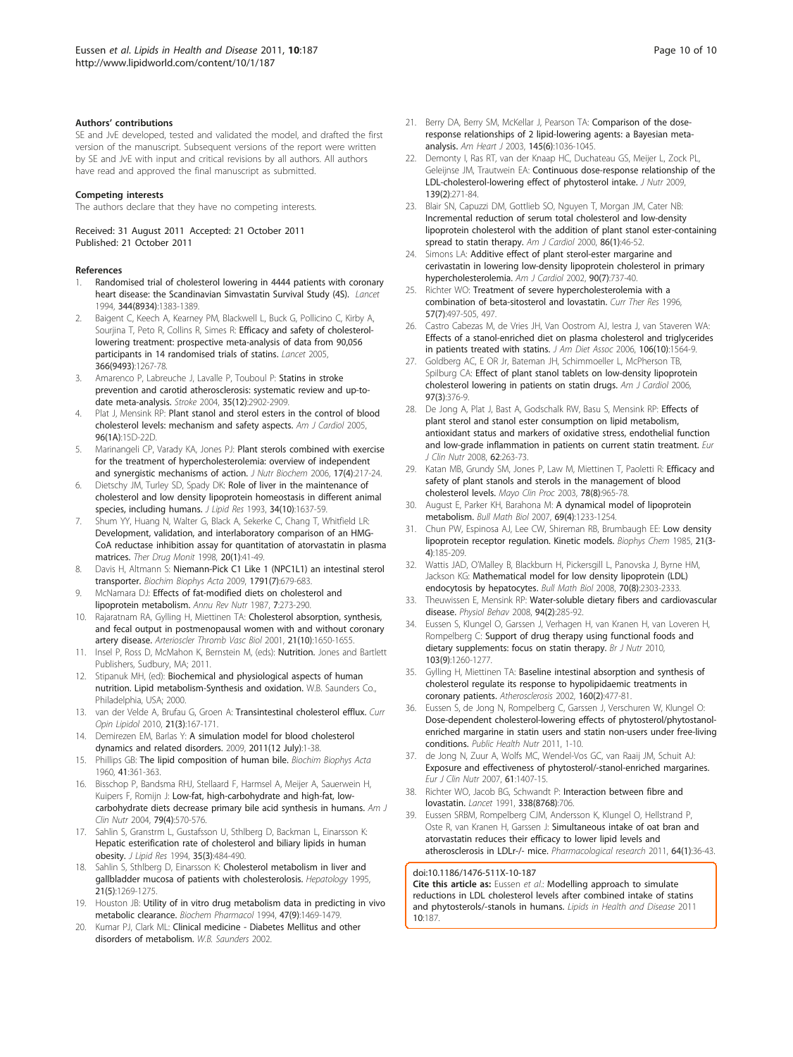#### Authors' contributions

SE and JvE developed, tested and validated the model, and drafted the first version of the manuscript. Subsequent versions of the report were written by SE and JvE with input and critical revisions by all authors. All authors have read and approved the final manuscript as submitted.

#### Competing interests

The authors declare that they have no competing interests.

Received: 31 August 2011 Accepted: 21 October 2011
Published: 21 October 2011

#### References

1. Randomised trial of cholesterol lowering in 4444 patients with coronary heart disease: the Scandinavian Simvastatin Survival Study (4S). *Lancet* 1994, **344(8934)**:1383-1389.
2. Baigent C, Keech A, Kearney PM, Blackwell L, Buck G, Pollicino C, Kirby A, Sourjina T, Peto R, Collins R, Simes R: **Efficacy and safety of cholesterol-lowering treatment: prospective meta-analysis of data from 90,056 participants in 14 randomised trials of statins.** *Lancet* 2005, **366(9493)**:1267-78.
3. Amarenco P, Labreuche J, Lavalle P, Touboul P: **Statins in stroke prevention and carotid atherosclerosis: systematic review and up-to-date meta-analysis.** *Stroke* 2004, **35(12)**:2902-2909.
4. Plat J, Mensink RP: **Plant stanol and sterol esters in the control of blood cholesterol levels: mechanism and safety aspects.** *Am J Cardiol* 2005, **96(1A)**:15D-22D.
5. Marinangeli CP, Varady KA, Jones PJ: **Plant sterols combined with exercise for the treatment of hypercholesterolemia: overview of independent and synergistic mechanisms of action.** *J Nutr Biochem* 2006, **17(4)**:217-24.
6. Dietschy JM, Turley SD, Spady DK: **Role of liver in the maintenance of cholesterol and low density lipoprotein homeostasis in different animal species, including humans.** *J Lipid Res* 1993, **34(10)**:1637-59.
7. Shum YY, Huang N, Walter G, Black A, Sekerke C, Chang T, Whitfield LR: **Development, validation, and interlaboratory comparison of an HMG-CoA reductase inhibition assay for quantitation of atorvastatin in plasma matrices.** *Ther Drug Monit* 1998, **20(1)**:41-49.
8. Davis H, Altmann S: **Niemann-Pick C1 Like 1 (NPC1L1) an intestinal sterol transporter.** *Biochim Biophys Acta* 2009, **1791(7)**:679-683.
9. McNamara DJ: **Effects of fat-modified diets on cholesterol and lipoprotein metabolism.** *Annu Rev Nutr* 1987, **7**:273-290.
10. Rajaratnam RA, Gylling H, Miettinen TA: **Cholesterol absorption, synthesis, and fecal output in postmenopausal women with and without coronary artery disease.** *Arterioscler Thromb Vasc Biol* 2001, **21(10)**:1650-1655.
11. Insel P, Ross D, McMahon K, Bernstein M, (eds): **Nutrition.** Jones and Bartlett Publishers, Sudbury, MA; 2011.
12. Stipanuk MH, (ed): **Biochemical and physiological aspects of human nutrition. Lipid metabolism-Synthesis and oxidation.** W.B. Saunders Co., Philadelphia, USA; 2000.
13. van der Velde A, Brufau G, Groen A: **Transintestinal cholesterol efflux.** *Curr Opin Lipidol* 2010, **21(3)**:167-171.
14. Demirezen EM, Barlas Y: **A simulation model for blood cholesterol dynamics and related disorders.** 2009, **2011(12 July)**:1-38.
15. Phillips GB: **The lipid composition of human bile.** *Biochim Biophys Acta* 1960, **41**:361-363.
16. Bisschop P, Bandsma RHJ, Stellaard F, Harmsel A, Meijer A, Sauerwein H, Kuipers F, Romijn J: **Low-fat, high-carbohydrate and high-fat, low-carbohydrate diets decrease primary bile acid synthesis in humans.** *Am J Clin Nutr* 2004, **79(4)**:570-576.
17. Sahlin S, Granstrm L, Gustafsson U, Sthlberg D, Backman L, Einarsson K: **Hepatic esterification rate of cholesterol and biliary lipids in human obesity.** *J Lipid Res* 1994, **35(3)**:484-490.
18. Sahlin S, Sthlberg D, Einarsson K: **Cholesterol metabolism in liver and gallbladder mucosa of patients with cholesterolosis.** *Hepatology* 1995, **21(5)**:1269-1275.
19. Houston JB: **Utility of in vitro drug metabolism data in predicting in vivo metabolic clearance.** *Biochem Pharmacol* 1994, **47(9)**:1469-1479.
20. Kumar PJ, Clark ML: **Clinical medicine - Diabetes Mellitus and other disorders of metabolism.** *W.B. Saunders* 2002.
21. Berry DA, Berry SM, McKellar J, Pearson TA: **Comparison of the dose-response relationships of 2 lipid-lowering agents: a Bayesian meta-analysis.** *Am Heart J* 2003, **145(6)**:1036-1045.
22. Demonty I, Ras RT, van der Knaap HC, Duchateau GS, Meijer L, Zock PL, Geleijnse JM, Trautwein EA: **Continuous dose-response relationship of the LDL-cholesterol-lowering effect of phytosterol intake.** *J Nutr* 2009, **139(2)**:271-84.
23. Blair SN, Capuzzi DM, Gottlieb SO, Nguyen T, Morgan JM, Cater NB: **Incremental reduction of serum total cholesterol and low-density lipoprotein cholesterol with the addition of plant stanol ester-containing spread to statin therapy.** *Am J Cardiol* 2000, **86(1)**:46-52.
24. Simons LA: **Additive effect of plant sterol-ester margarine and cerivastatin in lowering low-density lipoprotein cholesterol in primary hypercholesterolemia.** *Am J Cardiol* 2002, **90(7)**:737-40.
25. Richter WO: **Treatment of severe hypercholesterolemia with a combination of beta-sitosterol and lovastatin.** *Curr Ther Res* 1996, **57(7)**:497-505, 497.
26. Castro Cabezas M, de Vries JH, Van Oostrom AJ, Iestra J, van Staveren WA: **Effects of a stanol-enriched diet on plasma cholesterol and triglycerides in patients treated with statins.** *J Am Diet Assoc* 2006, **106(10)**:1564-9.
27. Goldberg AC, E OR Jr, Bateman JH, Schimmoeller L, McPherson TB, Spilburg CA: **Effect of plant stanol tablets on low-density lipoprotein cholesterol lowering in patients on statin drugs.** *Am J Cardiol* 2006, **97(3)**:376-9.
28. De Jong A, Plat J, Bast A, Godschalk RW, Basu S, Mensink RP: **Effects of plant sterol and stanol ester consumption on lipid metabolism, antioxidant status and markers of oxidative stress, endothelial function and low-grade inflammation in patients on current statin treatment.** *Eur J Clin Nutr* 2008, **62**:263-73.
29. Katan MB, Grundy SM, Jones P, Law M, Miettinen T, Paoletti R: **Efficacy and safety of plant stanols and sterols in the management of blood cholesterol levels.** *Mayo Clin Proc* 2003, **78(8)**:965-78.
30. August E, Parker KH, Barahona M: **A dynamical model of lipoprotein metabolism.** *Bull Math Biol* 2007, **69(4)**:1233-1254.
31. Chun PW, Espinosa AJ, Lee CW, Shireman RB, Brumbaugh EE: **Low density lipoprotein receptor regulation. Kinetic models.** *Biophys Chem* 1985, **21(3-4)**:185-209.
32. Wattis JAD, O'Malley B, Blackburn H, Pickersgill L, Panovska J, Byrne HM, Jackson KG: **Mathematical model for low density lipoprotein (LDL) endocytosis by hepatocytes.** *Bull Math Biol* 2008, **70(8)**:2303-2333.
33. Theuwissen E, Mensink RP: **Water-soluble dietary fibers and cardiovascular disease.** *Physiol Behav* 2008, **94(2)**:285-92.
34. Eussen S, Klungel O, Garssen J, Verhagen H, van Kranen H, van Loveren H, Rompelberg C: **Support of drug therapy using functional foods and dietary supplements: focus on statin therapy.** *Br J Nutr* 2010, **103(9)**:1260-1277.
35. Gylling H, Miettinen TA: **Baseline intestinal absorption and synthesis of cholesterol regulate its response to hypolipidaemic treatments in coronary patients.** *Atherosclerosis* 2002, **160(2)**:477-81.
36. Eussen S, de Jong N, Rompelberg C, Garssen J, Verschuren W, Klungel O: **Dose-dependent cholesterol-lowering effects of phytosterol/phytostanol-enriched margarine in statin users and statin non-users under free-living conditions.** *Public Health Nutr* 2011, 1-10.
37. de Jong N, Zuur A, Wolfs MC, Wendel-Vos GC, van Raaij JM, Schuit AJ: **Exposure and effectiveness of phytosterol/-stanol-enriched margarines.** *Eur J Clin Nutr* 2007, **61**:1407-15.
38. Richter WO, Jacob BG, Schwandt P: **Interaction between fibre and lovastatin.** *Lancet* 1991, **338(8768)**:706.
39. Eussen SRBM, Rompelberg CJM, Andersson K, Klungel O, Hellstrand P, Oste R, van Kranen H, Garssen J: **Simultaneous intake of oat bran and atorvastatin reduces their efficacy to lower lipid levels and atherosclerosis in LDLr-/- mice.** *Pharmacological research* 2011, **64(1)**:36-43.

doi:10.1186/1476-511X-10-187

**Cite this article as:** Eussen *et al.*: Modelling approach to simulate reductions in LDL cholesterol levels after combined intake of statins and phytosterols/-stanols in humans. *Lipids in Health and Disease* 2011 10:187.